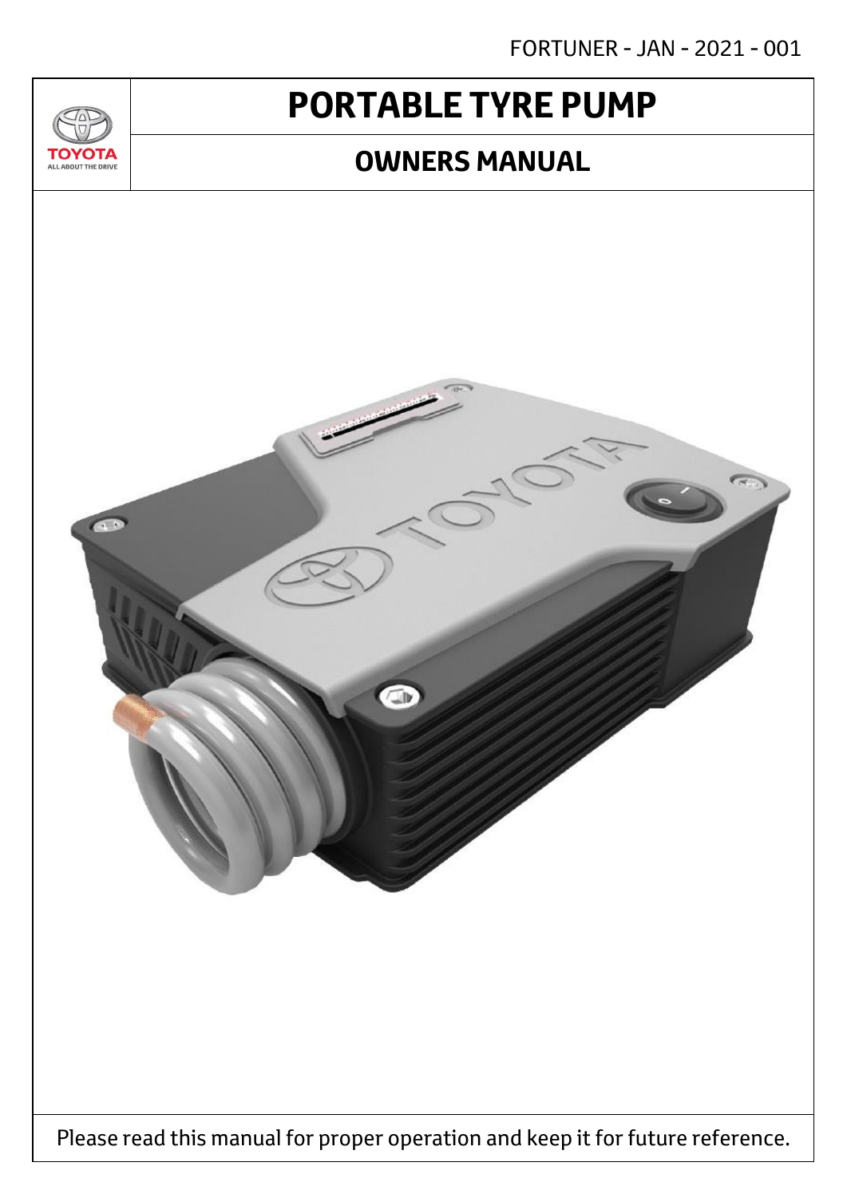FORTUNER - JAN - 2021 - 001

TOYOTA
ALL ABOUT THE DRIVE

# PORTABLE TYRE PUMP

## OWNERS MANUAL

Please read this manual for proper operation and keep it for future reference.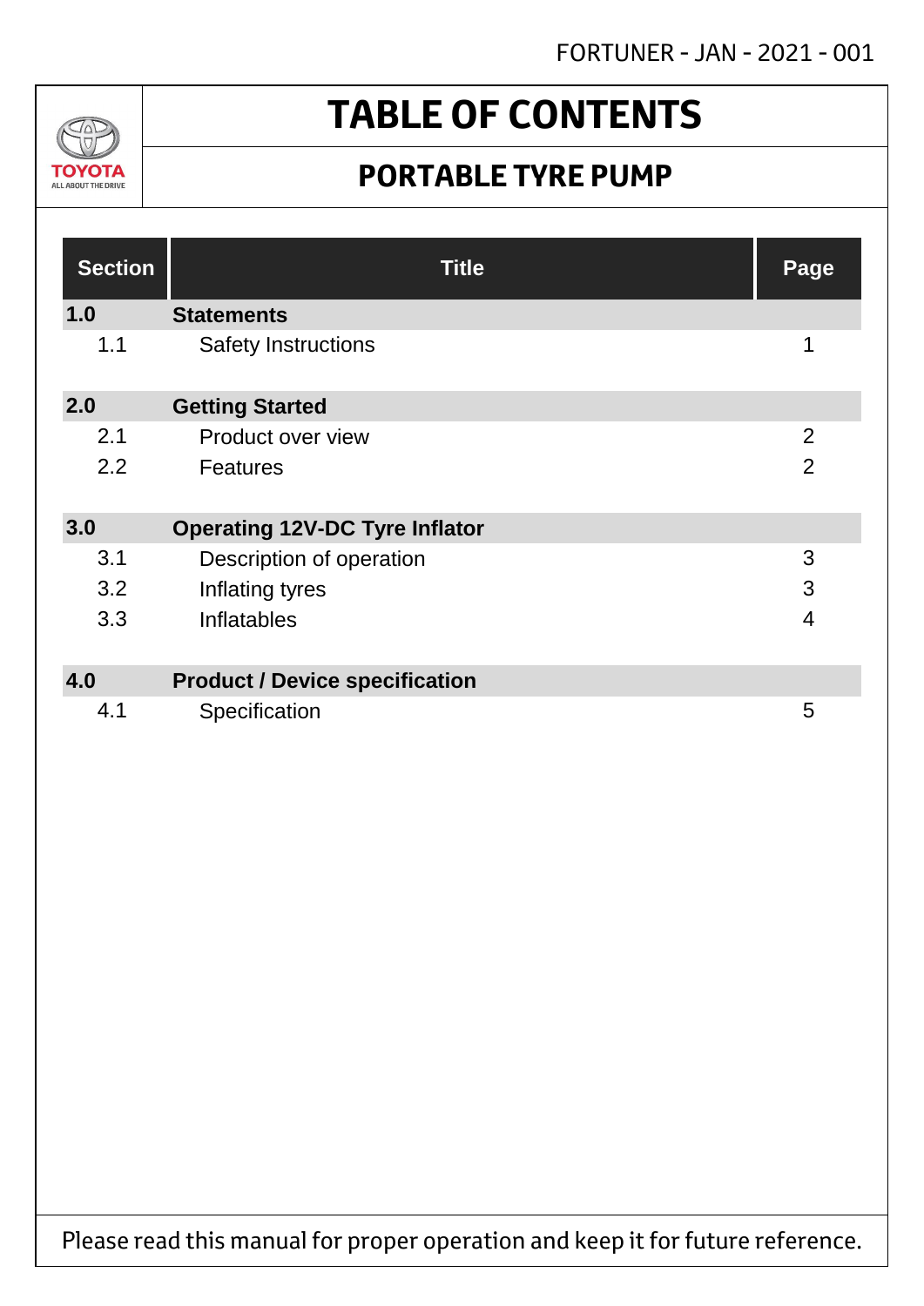# TABLE OF CONTENTS

## PORTABLE TYRE PUMP

| Section | Title | Page |
|---|---|---|
| **1.0** | **Statements** | |
| 1.1 | Safety Instructions | 1 |
| **2.0** | **Getting Started** | |
| 2.1 | Product over view | 2 |
| 2.2 | Features | 2 |
| **3.0** | **Operating 12V-DC Tyre Inflator** | |
| 3.1 | Description of operation | 3 |
| 3.2 | Inflating tyres | 3 |
| 3.3 | Inflatables | 4 |
| **4.0** | **Product / Device specification** | |
| 4.1 | Specification | 5 |

Please read this manual for proper operation and keep it for future reference.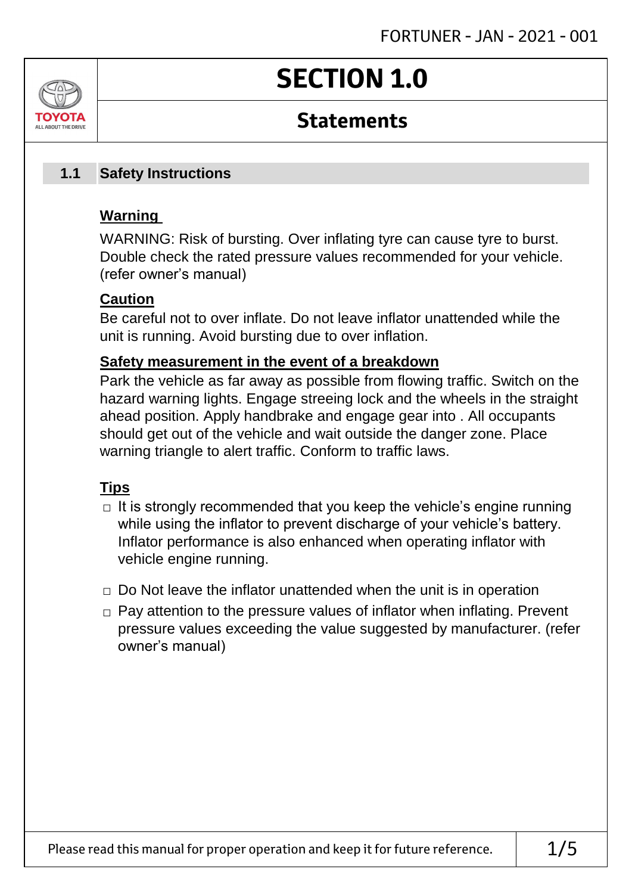# SECTION 1.0

## Statements

### 1.1 Safety Instructions

**Warning**

WARNING: Risk of bursting. Over inflating tyre can cause tyre to burst. Double check the rated pressure values recommended for your vehicle. (refer owner's manual)

**Caution**

Be careful not to over inflate. Do not leave inflator unattended while the unit is running. Avoid bursting due to over inflation.

**Safety measurement in the event of a breakdown**

Park the vehicle as far away as possible from flowing traffic. Switch on the hazard warning lights. Engage streeing lock and the wheels in the straight ahead position. Apply handbrake and engage gear into . All occupants should get out of the vehicle and wait outside the danger zone. Place warning triangle to alert traffic. Conform to traffic laws.

**Tips**

- It is strongly recommended that you keep the vehicle's engine running while using the inflator to prevent discharge of your vehicle's battery. Inflator performance is also enhanced when operating inflator with vehicle engine running.
- Do Not leave the inflator unattended when the unit is in operation
- Pay attention to the pressure values of inflator when inflating. Prevent pressure values exceeding the value suggested by manufacturer. (refer owner's manual)

Please read this manual for proper operation and keep it for future reference.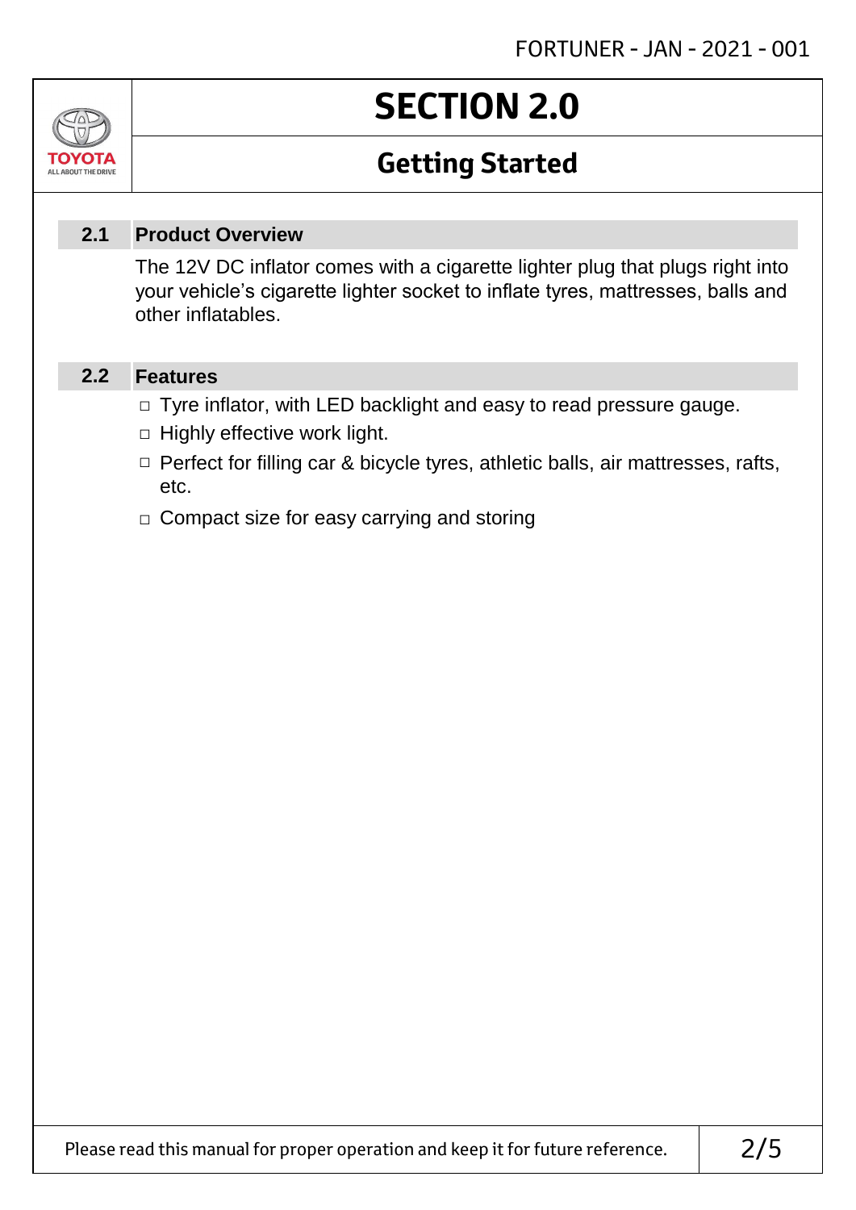# SECTION 2.0

## Getting Started

### 2.1 Product Overview

The 12V DC inflator comes with a cigarette lighter plug that plugs right into your vehicle's cigarette lighter socket to inflate tyres, mattresses, balls and other inflatables.

### 2.2 Features

- Tyre inflator, with LED backlight and easy to read pressure gauge.
- Highly effective work light.
- Perfect for filling car & bicycle tyres, athletic balls, air mattresses, rafts, etc.
- Compact size for easy carrying and storing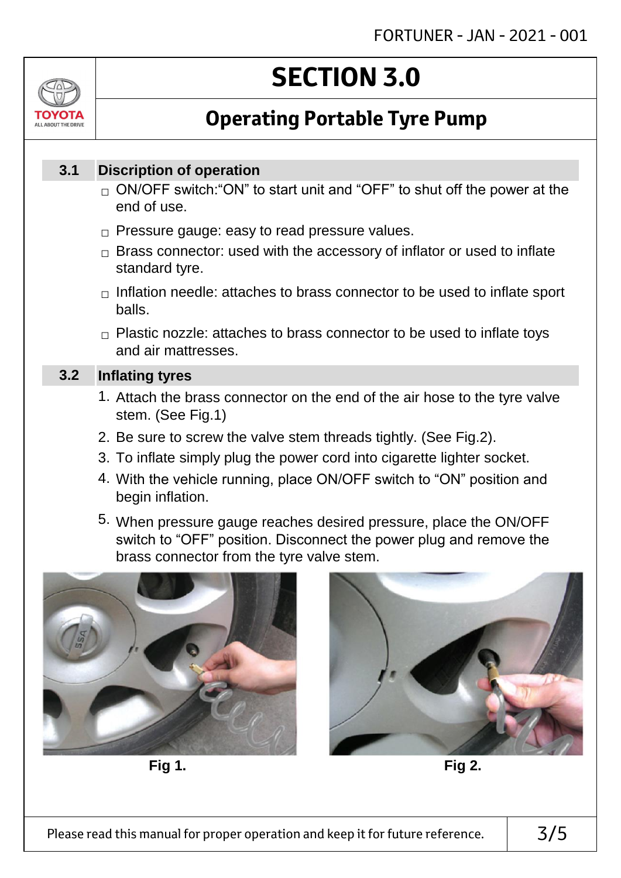# SECTION 3.0

## Operating Portable Tyre Pump

### 3.1 Discription of operation

- ON/OFF switch:"ON" to start unit and "OFF" to shut off the power at the end of use.
- Pressure gauge: easy to read pressure values.
- Brass connector: used with the accessory of inflator or used to inflate standard tyre.
- Inflation needle: attaches to brass connector to be used to inflate sport balls.
- Plastic nozzle: attaches to brass connector to be used to inflate toys and air mattresses.

### 3.2 Inflating tyres

1. Attach the brass connector on the end of the air hose to the tyre valve stem. (See Fig.1)
2. Be sure to screw the valve stem threads tightly. (See Fig.2).
3. To inflate simply plug the power cord into cigarette lighter socket.
4. With the vehicle running, place ON/OFF switch to "ON" position and begin inflation.
5. When pressure gauge reaches desired pressure, place the ON/OFF switch to "OFF" position. Disconnect the power plug and remove the brass connector from the tyre valve stem.

**Fig 1.**

**Fig 2.**

Please read this manual for proper operation and keep it for future reference.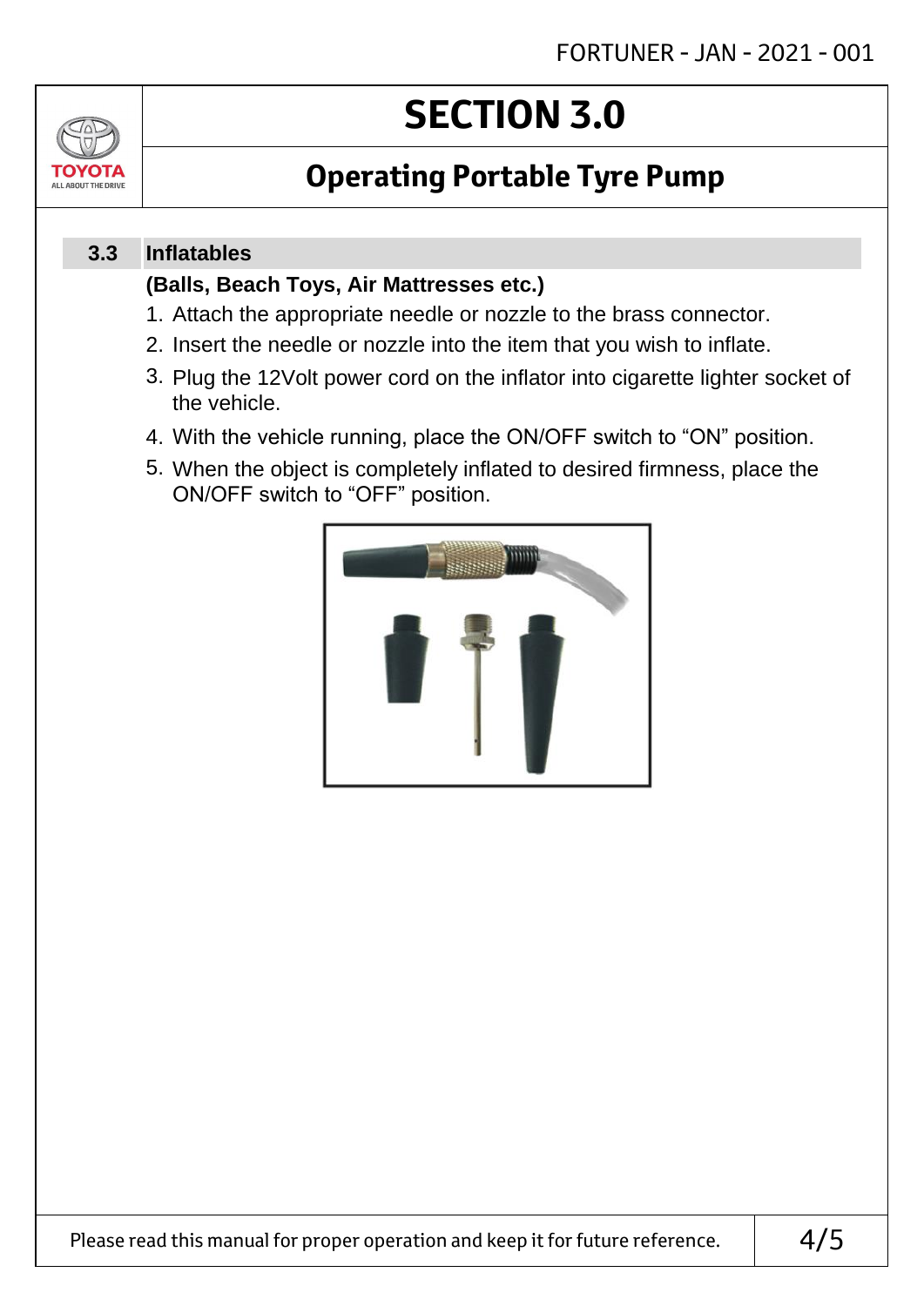# SECTION 3.0

## Operating Portable Tyre Pump

### 3.3 Inflatables

**(Balls, Beach Toys, Air Mattresses etc.)**

1. Attach the appropriate needle or nozzle to the brass connector.
2. Insert the needle or nozzle into the item that you wish to inflate.
3. Plug the 12Volt power cord on the inflator into cigarette lighter socket of the vehicle.
4. With the vehicle running, place the ON/OFF switch to “ON” position.
5. When the object is completely inflated to desired firmness, place the ON/OFF switch to “OFF” position.

Please read this manual for proper operation and keep it for future reference.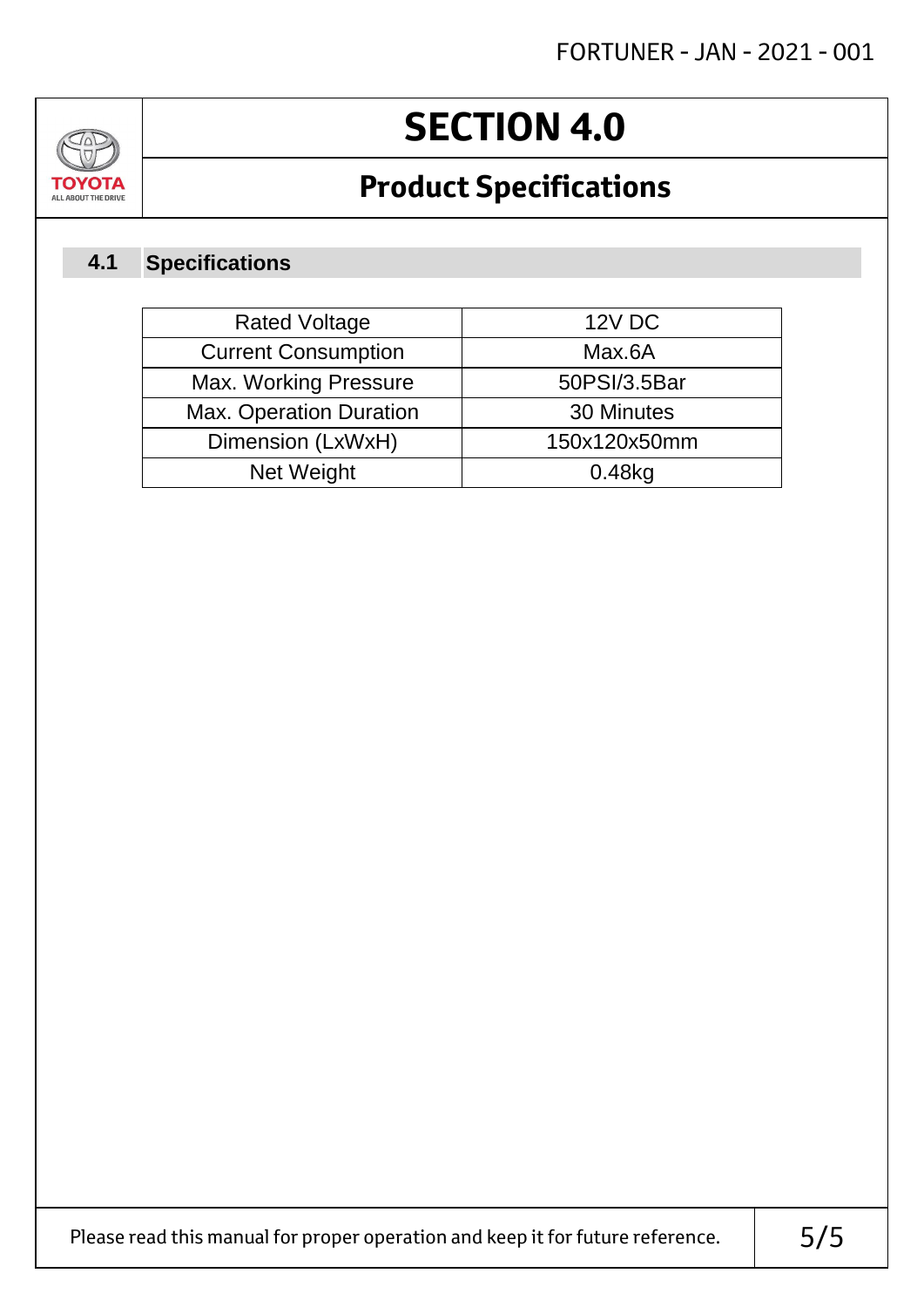# SECTION 4.0

## Product Specifications

### 4.1 Specifications

| | |
|---|---|
| Rated Voltage | 12V DC |
| Current Consumption | Max.6A |
| Max. Working Pressure | 50PSI/3.5Bar |
| Max. Operation Duration | 30 Minutes |
| Dimension (LxWxH) | 150x120x50mm |
| Net Weight | 0.48kg |

Please read this manual for proper operation and keep it for future reference.